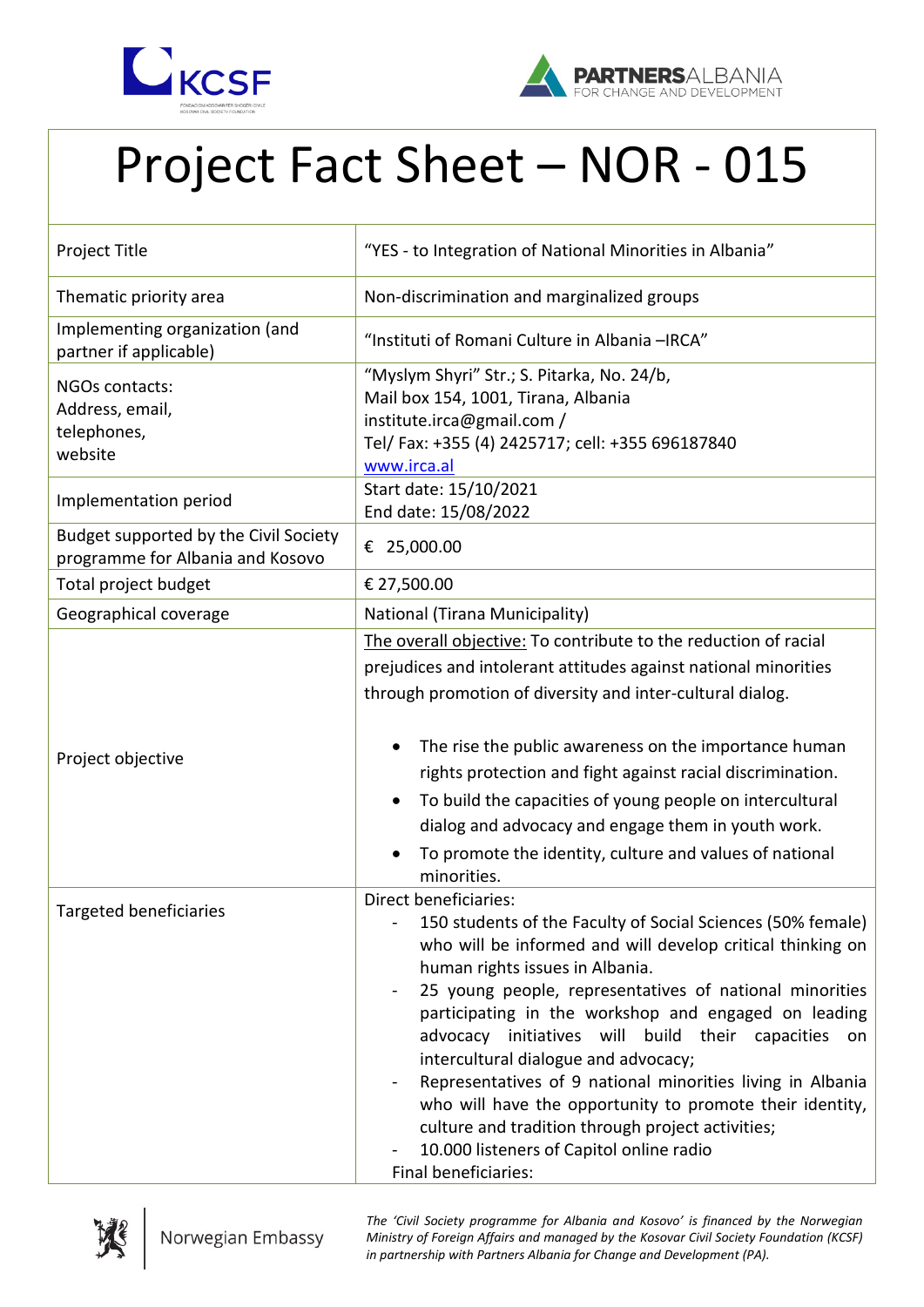# Project Fact Sheet – NOR - 015

| | |
|---|---|
| Project Title | "YES - to Integration of National Minorities in Albania" |
| Thematic priority area | Non-discrimination and marginalized groups |
| Implementing organization (and partner if applicable) | "Instituti of Romani Culture in Albania –IRCA" |
| NGOs contacts: Address, email, telephones, website | "Myslym Shyri" Str.; S. Pitarka, No. 24/b, Mail box 154, 1001, Tirana, Albania institute.irca@gmail.com / Tel/ Fax: +355 (4) 2425717; cell: +355 696187840 [www.irca.al](www.irca.al) |
| Implementation period | Start date: 15/10/2021<br>End date: 15/08/2022 |
| Budget supported by the Civil Society programme for Albania and Kosovo | € 25,000.00 |
| Total project budget | € 27,500.00 |
| Geographical coverage | National (Tirana Municipality) |
| Project objective | <u>The overall objective:</u> To contribute to the reduction of racial prejudices and intolerant attitudes against national minorities through promotion of diversity and inter-cultural dialog.<br><br>• The rise the public awareness on the importance human rights protection and fight against racial discrimination.<br>• To build the capacities of young people on intercultural dialog and advocacy and engage them in youth work.<br>• To promote the identity, culture and values of national minorities. |
| Targeted beneficiaries | Direct beneficiaries:<br>- 150 students of the Faculty of Social Sciences (50% female) who will be informed and will develop critical thinking on human rights issues in Albania.<br>- 25 young people, representatives of national minorities participating in the workshop and engaged on leading advocacy initiatives will build their capacities on intercultural dialogue and advocacy;<br>- Representatives of 9 national minorities living in Albania who will have the opportunity to promote their identity, culture and tradition through project activities;<br>- 10.000 listeners of Capitol online radio<br>Final beneficiaries: |

*The 'Civil Society programme for Albania and Kosovo' is financed by the Norwegian Ministry of Foreign Affairs and managed by the Kosovar Civil Society Foundation (KCSF) in partnership with Partners Albania for Change and Development (PA).*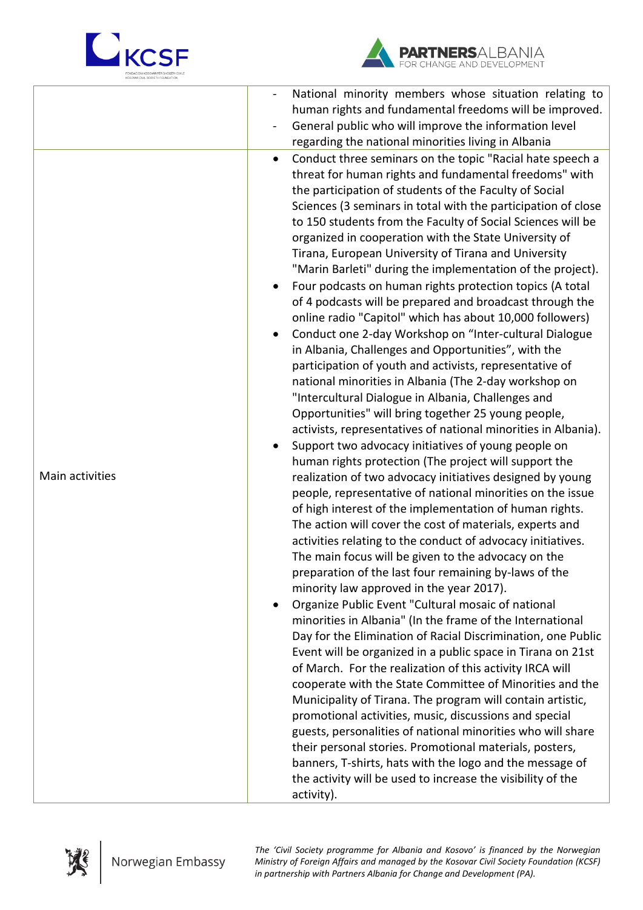| | |
|---|---|
| | - National minority members whose situation relating to human rights and fundamental freedoms will be improved.<br>- General public who will improve the information level regarding the national minorities living in Albania |
| Main activities | • Conduct three seminars on the topic "Racial hate speech a threat for human rights and fundamental freedoms" with the participation of students of the Faculty of Social Sciences (3 seminars in total with the participation of close to 150 students from the Faculty of Social Sciences will be organized in cooperation with the State University of Tirana, European University of Tirana and University "Marin Barleti" during the implementation of the project).<br>• Four podcasts on human rights protection topics (A total of 4 podcasts will be prepared and broadcast through the online radio "Capitol" which has about 10,000 followers)<br>• Conduct one 2-day Workshop on "Inter-cultural Dialogue in Albania, Challenges and Opportunities", with the participation of youth and activists, representative of national minorities in Albania (The 2-day workshop on "Intercultural Dialogue in Albania, Challenges and Opportunities" will bring together 25 young people, activists, representatives of national minorities in Albania).<br>• Support two advocacy initiatives of young people on human rights protection (The project will support the realization of two advocacy initiatives designed by young people, representative of national minorities on the issue of high interest of the implementation of human rights. The action will cover the cost of materials, experts and activities relating to the conduct of advocacy initiatives. The main focus will be given to the advocacy on the preparation of the last four remaining by-laws of the minority law approved in the year 2017).<br>• Organize Public Event "Cultural mosaic of national minorities in Albania" (In the frame of the International Day for the Elimination of Racial Discrimination, one Public Event will be organized in a public space in Tirana on 21st of March. For the realization of this activity IRCA will cooperate with the State Committee of Minorities and the Municipality of Tirana. The program will contain artistic, promotional activities, music, discussions and special guests, personalities of national minorities who will share their personal stories. Promotional materials, posters, banners, T-shirts, hats with the logo and the message of the activity will be used to increase the visibility of the activity). |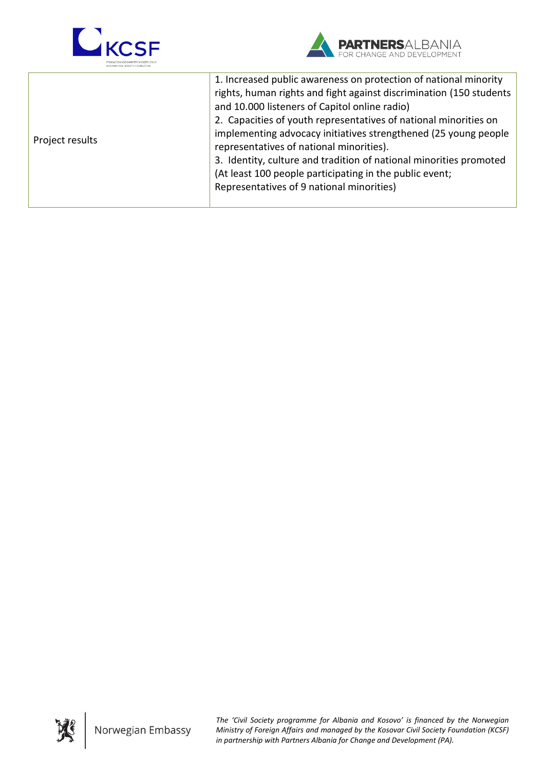| | |
|---|---|
| Project results | 1. Increased public awareness on protection of national minority rights, human rights and fight against discrimination (150 students and 10.000 listeners of Capitol online radio)<br>2. Capacities of youth representatives of national minorities on implementing advocacy initiatives strengthened (25 young people representatives of national minorities).<br>3. Identity, culture and tradition of national minorities promoted (At least 100 people participating in the public event; Representatives of 9 national minorities) |